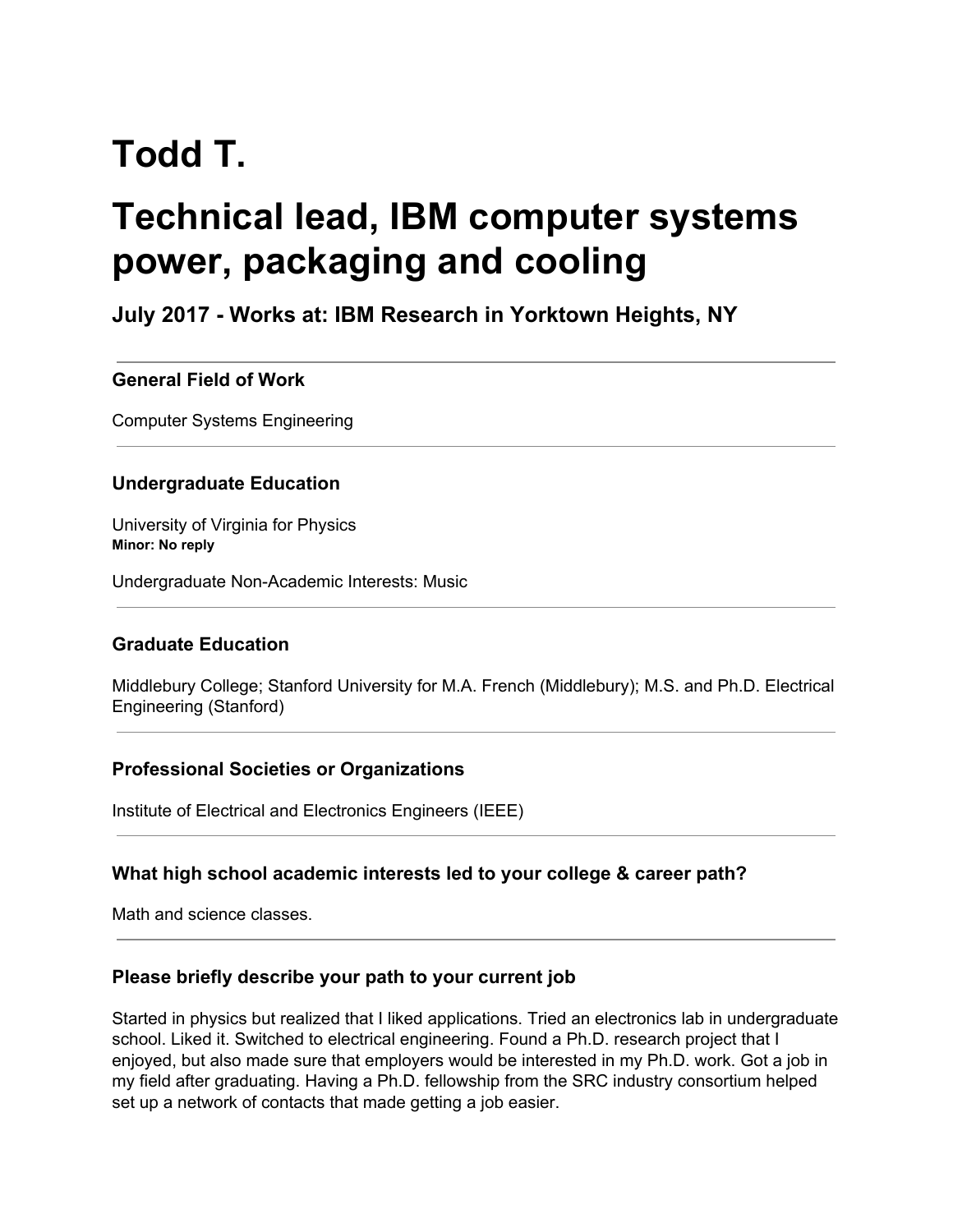# Todd T.

# Technical lead, IBM computer systems power, packaging and cooling

### July 2017 - Works at: IBM Research in Yorktown Heights, NY

---

#### General Field of Work

Computer Systems Engineering

---

#### Undergraduate Education

University of Virginia for Physics
**Minor: No reply**

Undergraduate Non-Academic Interests: Music

---

#### Graduate Education

Middlebury College; Stanford University for M.A. French (Middlebury); M.S. and Ph.D. Electrical Engineering (Stanford)

---

#### Professional Societies or Organizations

Institute of Electrical and Electronics Engineers (IEEE)

---

#### What high school academic interests led to your college & career path?

Math and science classes.

---

#### Please briefly describe your path to your current job

Started in physics but realized that I liked applications. Tried an electronics lab in undergraduate school. Liked it. Switched to electrical engineering. Found a Ph.D. research project that I enjoyed, but also made sure that employers would be interested in my Ph.D. work. Got a job in my field after graduating. Having a Ph.D. fellowship from the SRC industry consortium helped set up a network of contacts that made getting a job easier.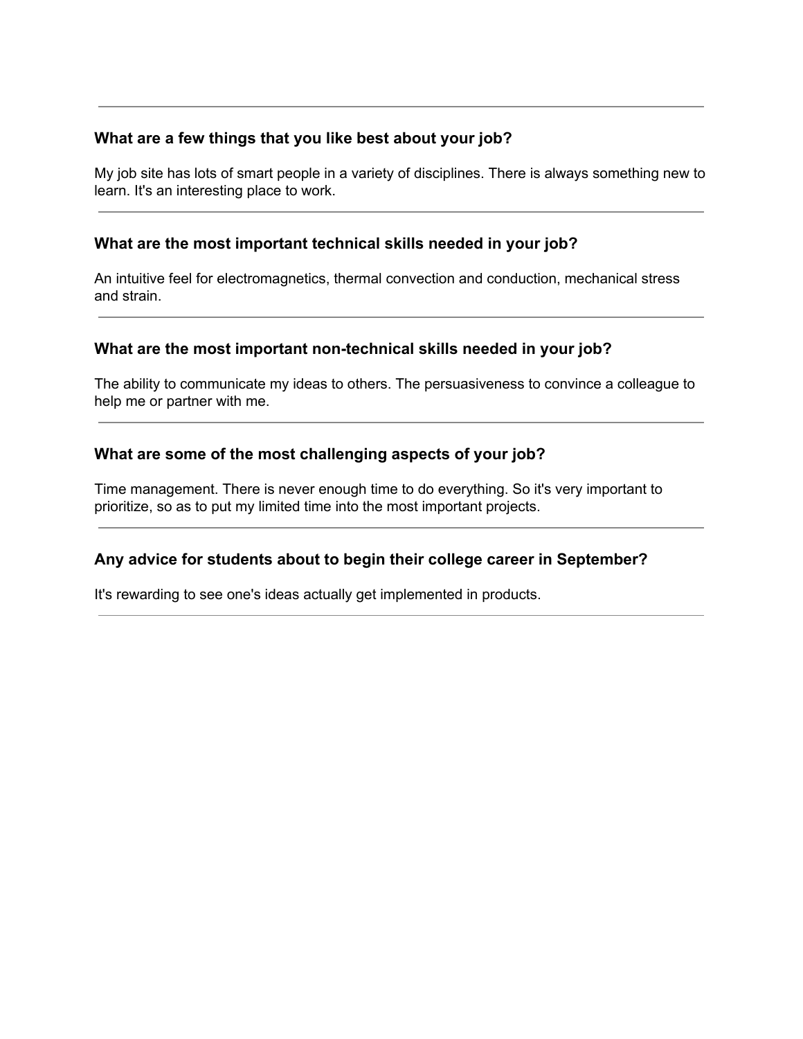### What are a few things that you like best about your job?

My job site has lots of smart people in a variety of disciplines. There is always something new to learn. It's an interesting place to work.

---

### What are the most important technical skills needed in your job?

An intuitive feel for electromagnetics, thermal convection and conduction, mechanical stress and strain.

---

### What are the most important non-technical skills needed in your job?

The ability to communicate my ideas to others. The persuasiveness to convince a colleague to help me or partner with me.

---

### What are some of the most challenging aspects of your job?

Time management. There is never enough time to do everything. So it's very important to prioritize, so as to put my limited time into the most important projects.

---

### Any advice for students about to begin their college career in September?

It's rewarding to see one's ideas actually get implemented in products.